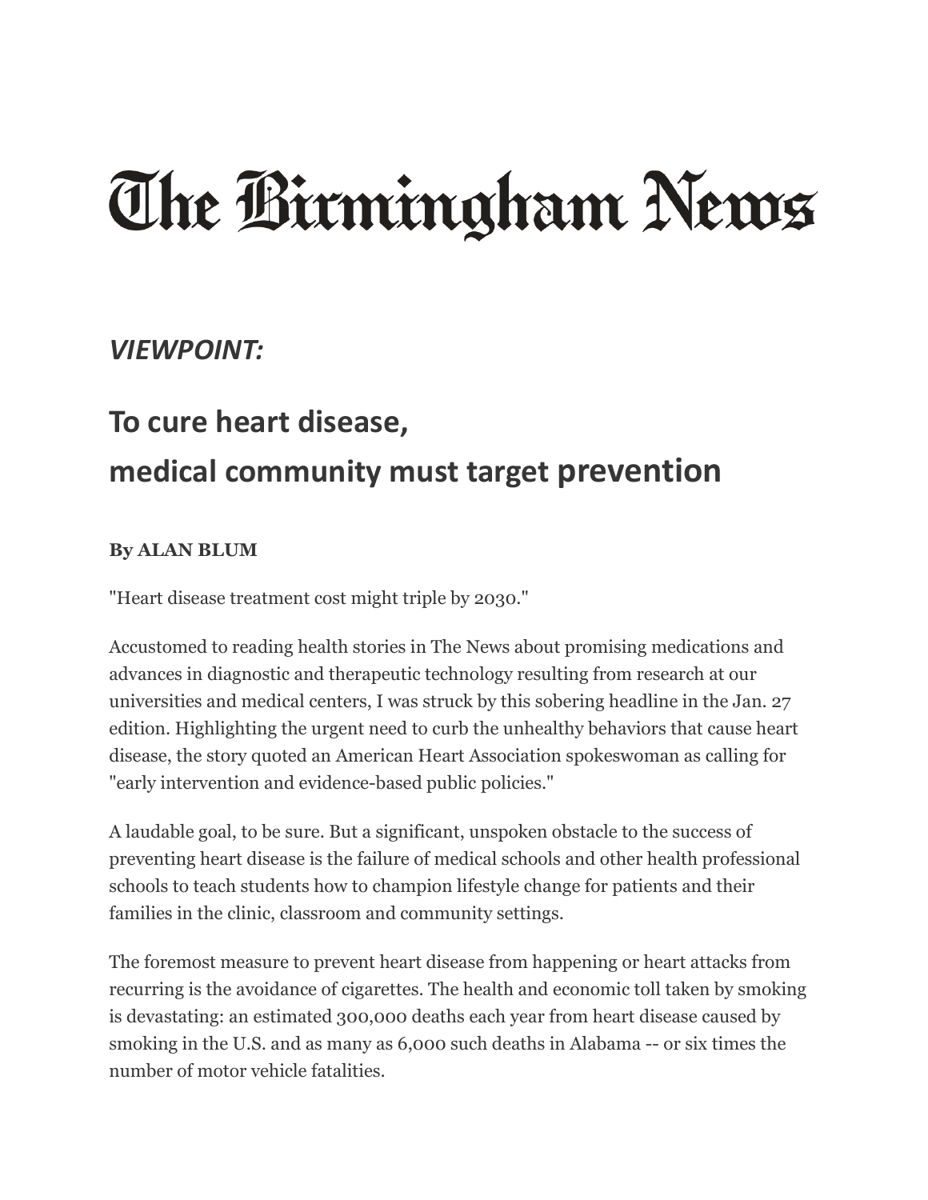# The Birmingham News

## *VIEWPOINT:*

## To cure heart disease, medical community must target prevention

**By ALAN BLUM**

"Heart disease treatment cost might triple by 2030."

Accustomed to reading health stories in The News about promising medications and advances in diagnostic and therapeutic technology resulting from research at our universities and medical centers, I was struck by this sobering headline in the Jan. 27 edition. Highlighting the urgent need to curb the unhealthy behaviors that cause heart disease, the story quoted an American Heart Association spokeswoman as calling for "early intervention and evidence-based public policies."

A laudable goal, to be sure. But a significant, unspoken obstacle to the success of preventing heart disease is the failure of medical schools and other health professional schools to teach students how to champion lifestyle change for patients and their families in the clinic, classroom and community settings.

The foremost measure to prevent heart disease from happening or heart attacks from recurring is the avoidance of cigarettes. The health and economic toll taken by smoking is devastating: an estimated 300,000 deaths each year from heart disease caused by smoking in the U.S. and as many as 6,000 such deaths in Alabama -- or six times the number of motor vehicle fatalities.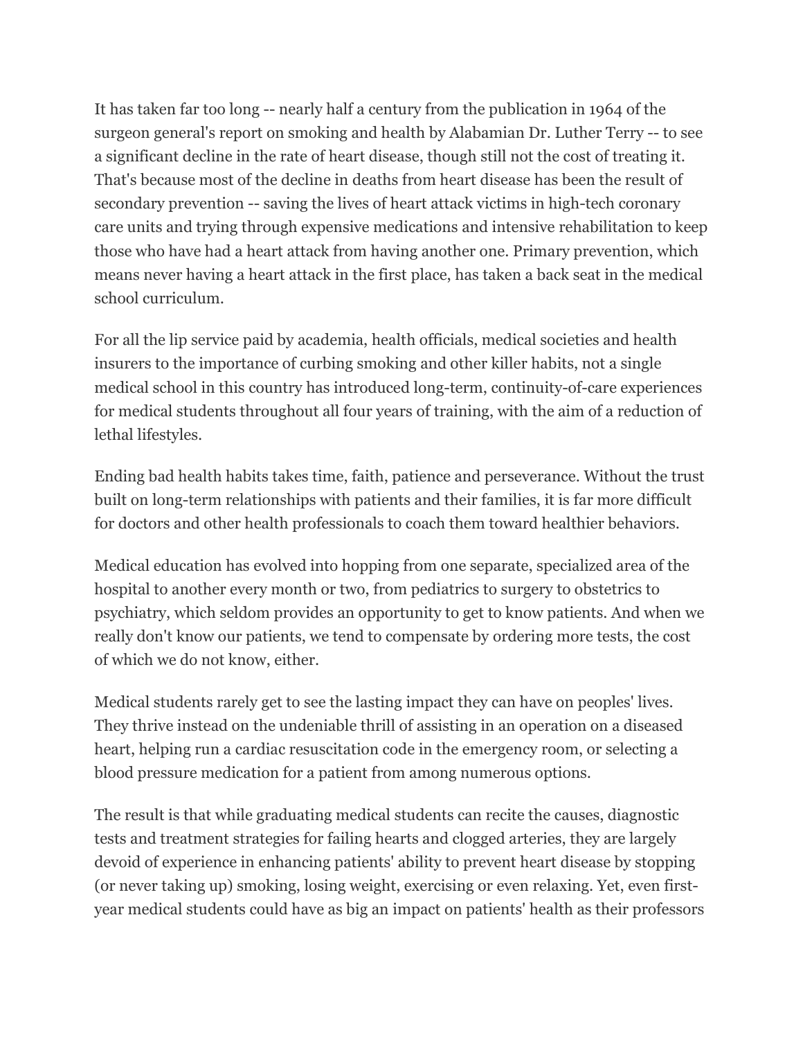It has taken far too long -- nearly half a century from the publication in 1964 of the surgeon general's report on smoking and health by Alabamian Dr. Luther Terry -- to see a significant decline in the rate of heart disease, though still not the cost of treating it. That's because most of the decline in deaths from heart disease has been the result of secondary prevention -- saving the lives of heart attack victims in high-tech coronary care units and trying through expensive medications and intensive rehabilitation to keep those who have had a heart attack from having another one. Primary prevention, which means never having a heart attack in the first place, has taken a back seat in the medical school curriculum.

For all the lip service paid by academia, health officials, medical societies and health insurers to the importance of curbing smoking and other killer habits, not a single medical school in this country has introduced long-term, continuity-of-care experiences for medical students throughout all four years of training, with the aim of a reduction of lethal lifestyles.

Ending bad health habits takes time, faith, patience and perseverance. Without the trust built on long-term relationships with patients and their families, it is far more difficult for doctors and other health professionals to coach them toward healthier behaviors.

Medical education has evolved into hopping from one separate, specialized area of the hospital to another every month or two, from pediatrics to surgery to obstetrics to psychiatry, which seldom provides an opportunity to get to know patients. And when we really don't know our patients, we tend to compensate by ordering more tests, the cost of which we do not know, either.

Medical students rarely get to see the lasting impact they can have on peoples' lives. They thrive instead on the undeniable thrill of assisting in an operation on a diseased heart, helping run a cardiac resuscitation code in the emergency room, or selecting a blood pressure medication for a patient from among numerous options.

The result is that while graduating medical students can recite the causes, diagnostic tests and treatment strategies for failing hearts and clogged arteries, they are largely devoid of experience in enhancing patients' ability to prevent heart disease by stopping (or never taking up) smoking, losing weight, exercising or even relaxing. Yet, even first-year medical students could have as big an impact on patients' health as their professors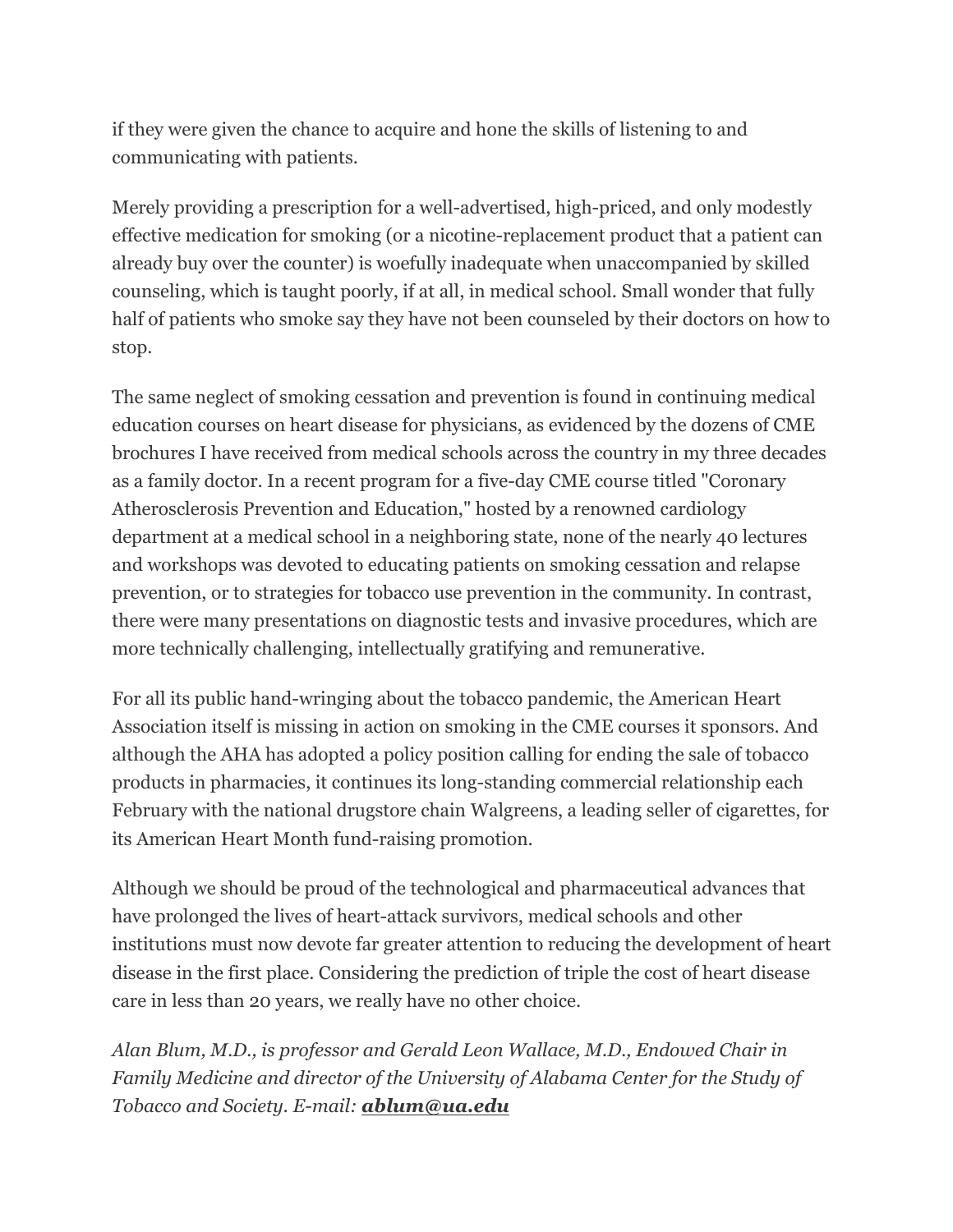if they were given the chance to acquire and hone the skills of listening to and communicating with patients.

Merely providing a prescription for a well-advertised, high-priced, and only modestly effective medication for smoking (or a nicotine-replacement product that a patient can already buy over the counter) is woefully inadequate when unaccompanied by skilled counseling, which is taught poorly, if at all, in medical school. Small wonder that fully half of patients who smoke say they have not been counseled by their doctors on how to stop.

The same neglect of smoking cessation and prevention is found in continuing medical education courses on heart disease for physicians, as evidenced by the dozens of CME brochures I have received from medical schools across the country in my three decades as a family doctor. In a recent program for a five-day CME course titled "Coronary Atherosclerosis Prevention and Education," hosted by a renowned cardiology department at a medical school in a neighboring state, none of the nearly 40 lectures and workshops was devoted to educating patients on smoking cessation and relapse prevention, or to strategies for tobacco use prevention in the community. In contrast, there were many presentations on diagnostic tests and invasive procedures, which are more technically challenging, intellectually gratifying and remunerative.

For all its public hand-wringing about the tobacco pandemic, the American Heart Association itself is missing in action on smoking in the CME courses it sponsors. And although the AHA has adopted a policy position calling for ending the sale of tobacco products in pharmacies, it continues its long-standing commercial relationship each February with the national drugstore chain Walgreens, a leading seller of cigarettes, for its American Heart Month fund-raising promotion.

Although we should be proud of the technological and pharmaceutical advances that have prolonged the lives of heart-attack survivors, medical schools and other institutions must now devote far greater attention to reducing the development of heart disease in the first place. Considering the prediction of triple the cost of heart disease care in less than 20 years, we really have no other choice.

*Alan Blum, M.D., is professor and Gerald Leon Wallace, M.D., Endowed Chair in Family Medicine and director of the University of Alabama Center for the Study of Tobacco and Society. E-mail:* ***ablum@ua.edu***